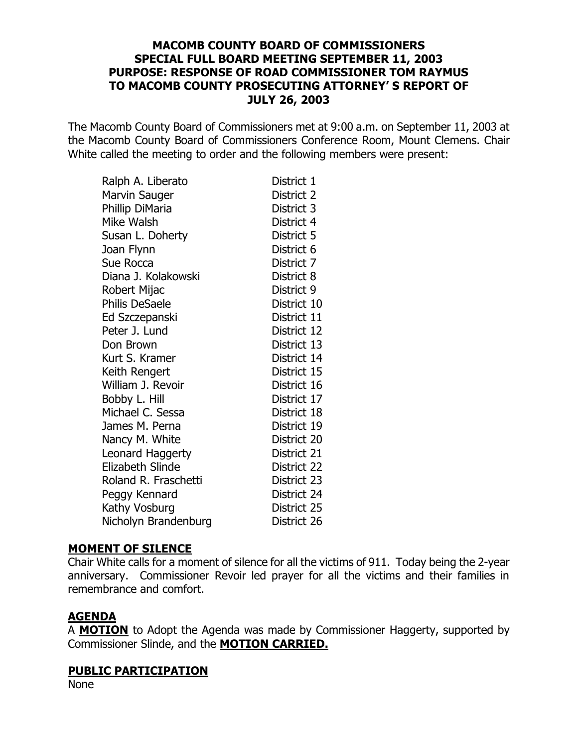# MACOMB COUNTY BOARD OF COMMISSIONERS SPECIAL FULL BOARD MEETING SEPTEMBER 11, 2003 PURPOSE: RESPONSE OF ROAD COMMISSIONER TOM RAYMUS TO MACOMB COUNTY PROSECUTING ATTORNEY' S REPORT OF JULY 26, 2003

The Macomb County Board of Commissioners met at 9:00 a.m. on September 11, 2003 at the Macomb County Board of Commissioners Conference Room, Mount Clemens. Chair White called the meeting to order and the following members were present:

| | |
|---|---|
| Ralph A. Liberato | District 1 |
| Marvin Sauger | District 2 |
| Phillip DiMaria | District 3 |
| Mike Walsh | District 4 |
| Susan L. Doherty | District 5 |
| Joan Flynn | District 6 |
| Sue Rocca | District 7 |
| Diana J. Kolakowski | District 8 |
| Robert Mijac | District 9 |
| Philis DeSaele | District 10 |
| Ed Szczepanski | District 11 |
| Peter J. Lund | District 12 |
| Don Brown | District 13 |
| Kurt S. Kramer | District 14 |
| Keith Rengert | District 15 |
| William J. Revoir | District 16 |
| Bobby L. Hill | District 17 |
| Michael C. Sessa | District 18 |
| James M. Perna | District 19 |
| Nancy M. White | District 20 |
| Leonard Haggerty | District 21 |
| Elizabeth Slinde | District 22 |
| Roland R. Fraschetti | District 23 |
| Peggy Kennard | District 24 |
| Kathy Vosburg | District 25 |
| Nicholyn Brandenburg | District 26 |

## MOMENT OF SILENCE

Chair White calls for a moment of silence for all the victims of 911. Today being the 2-year anniversary. Commissioner Revoir led prayer for all the victims and their families in remembrance and comfort.

## AGENDA

A **MOTION** to Adopt the Agenda was made by Commissioner Haggerty, supported by Commissioner Slinde, and the **MOTION CARRIED.**

## PUBLIC PARTICIPATION

None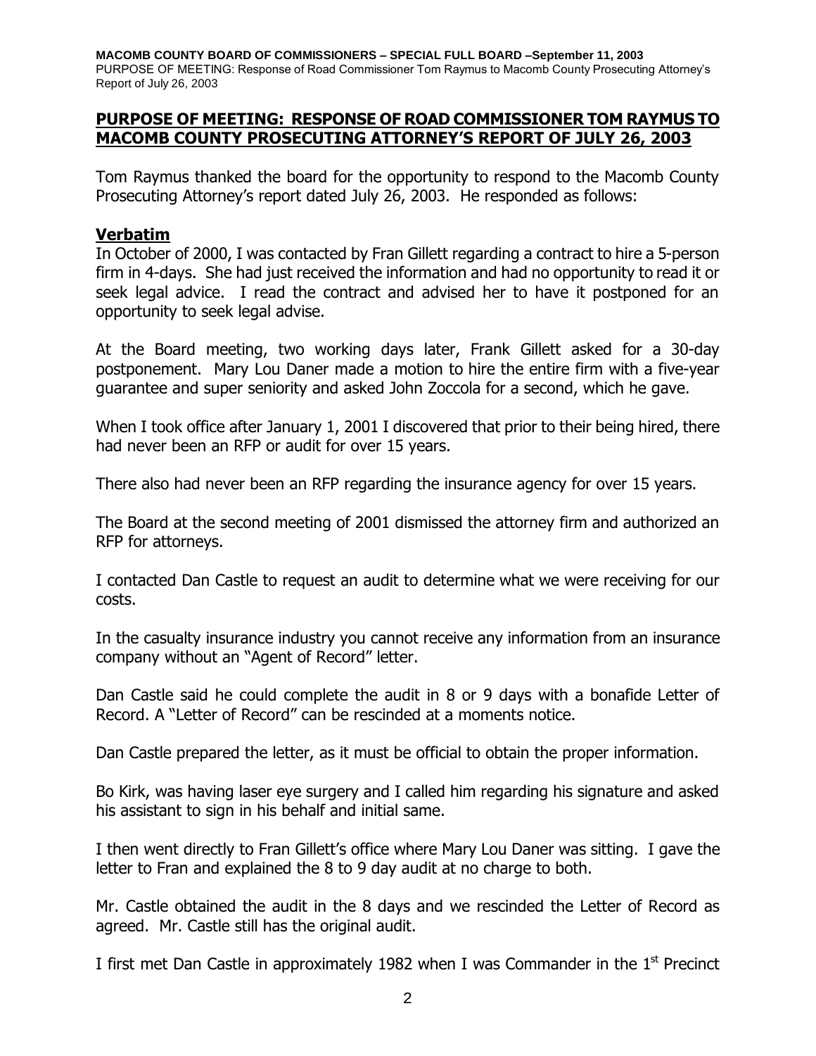## PURPOSE OF MEETING: RESPONSE OF ROAD COMMISSIONER TOM RAYMUS TO MACOMB COUNTY PROSECUTING ATTORNEY'S REPORT OF JULY 26, 2003

Tom Raymus thanked the board for the opportunity to respond to the Macomb County Prosecuting Attorney's report dated July 26, 2003. He responded as follows:

### Verbatim

In October of 2000, I was contacted by Fran Gillett regarding a contract to hire a 5-person firm in 4-days. She had just received the information and had no opportunity to read it or seek legal advice. I read the contract and advised her to have it postponed for an opportunity to seek legal advise.

At the Board meeting, two working days later, Frank Gillett asked for a 30-day postponement. Mary Lou Daner made a motion to hire the entire firm with a five-year guarantee and super seniority and asked John Zoccola for a second, which he gave.

When I took office after January 1, 2001 I discovered that prior to their being hired, there had never been an RFP or audit for over 15 years.

There also had never been an RFP regarding the insurance agency for over 15 years.

The Board at the second meeting of 2001 dismissed the attorney firm and authorized an RFP for attorneys.

I contacted Dan Castle to request an audit to determine what we were receiving for our costs.

In the casualty insurance industry you cannot receive any information from an insurance company without an "Agent of Record" letter.

Dan Castle said he could complete the audit in 8 or 9 days with a bonafide Letter of Record. A "Letter of Record" can be rescinded at a moments notice.

Dan Castle prepared the letter, as it must be official to obtain the proper information.

Bo Kirk, was having laser eye surgery and I called him regarding his signature and asked his assistant to sign in his behalf and initial same.

I then went directly to Fran Gillett's office where Mary Lou Daner was sitting. I gave the letter to Fran and explained the 8 to 9 day audit at no charge to both.

Mr. Castle obtained the audit in the 8 days and we rescinded the Letter of Record as agreed. Mr. Castle still has the original audit.

I first met Dan Castle in approximately 1982 when I was Commander in the 1st Precinct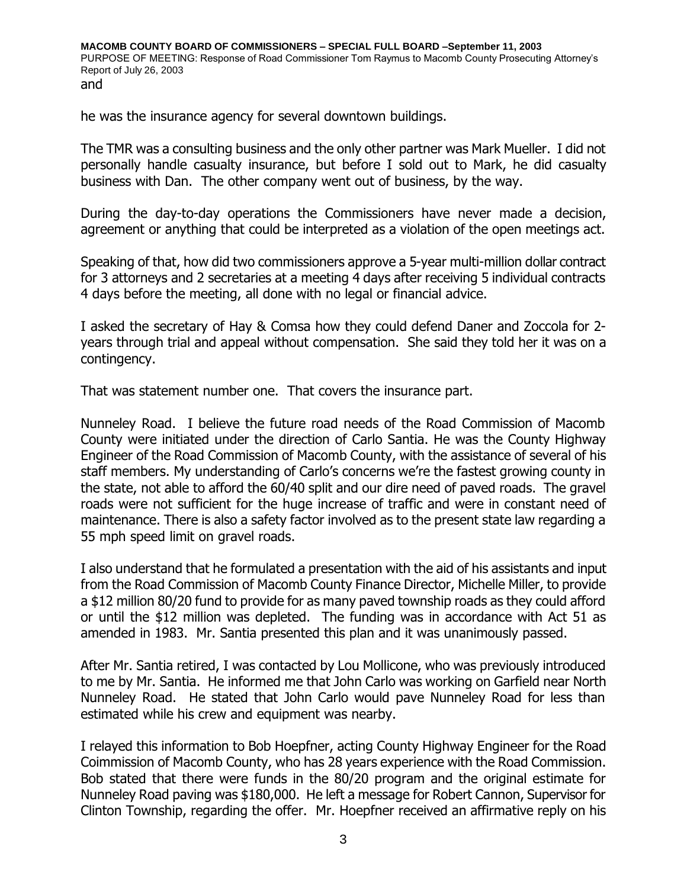he was the insurance agency for several downtown buildings.

The TMR was a consulting business and the only other partner was Mark Mueller. I did not personally handle casualty insurance, but before I sold out to Mark, he did casualty business with Dan. The other company went out of business, by the way.

During the day-to-day operations the Commissioners have never made a decision, agreement or anything that could be interpreted as a violation of the open meetings act.

Speaking of that, how did two commissioners approve a 5-year multi-million dollar contract for 3 attorneys and 2 secretaries at a meeting 4 days after receiving 5 individual contracts 4 days before the meeting, all done with no legal or financial advice.

I asked the secretary of Hay & Comsa how they could defend Daner and Zoccola for 2-years through trial and appeal without compensation. She said they told her it was on a contingency.

That was statement number one. That covers the insurance part.

Nunneley Road. I believe the future road needs of the Road Commission of Macomb County were initiated under the direction of Carlo Santia. He was the County Highway Engineer of the Road Commission of Macomb County, with the assistance of several of his staff members. My understanding of Carlo's concerns we're the fastest growing county in the state, not able to afford the 60/40 split and our dire need of paved roads. The gravel roads were not sufficient for the huge increase of traffic and were in constant need of maintenance. There is also a safety factor involved as to the present state law regarding a 55 mph speed limit on gravel roads.

I also understand that he formulated a presentation with the aid of his assistants and input from the Road Commission of Macomb County Finance Director, Michelle Miller, to provide a $12 million 80/20 fund to provide for as many paved township roads as they could afford or until the $12 million was depleted. The funding was in accordance with Act 51 as amended in 1983. Mr. Santia presented this plan and it was unanimously passed.

After Mr. Santia retired, I was contacted by Lou Mollicone, who was previously introduced to me by Mr. Santia. He informed me that John Carlo was working on Garfield near North Nunneley Road. He stated that John Carlo would pave Nunneley Road for less than estimated while his crew and equipment was nearby.

I relayed this information to Bob Hoepfner, acting County Highway Engineer for the Road Coimmission of Macomb County, who has 28 years experience with the Road Commission. Bob stated that there were funds in the 80/20 program and the original estimate for Nunneley Road paving was $180,000. He left a message for Robert Cannon, Supervisor for Clinton Township, regarding the offer. Mr. Hoepfner received an affirmative reply on his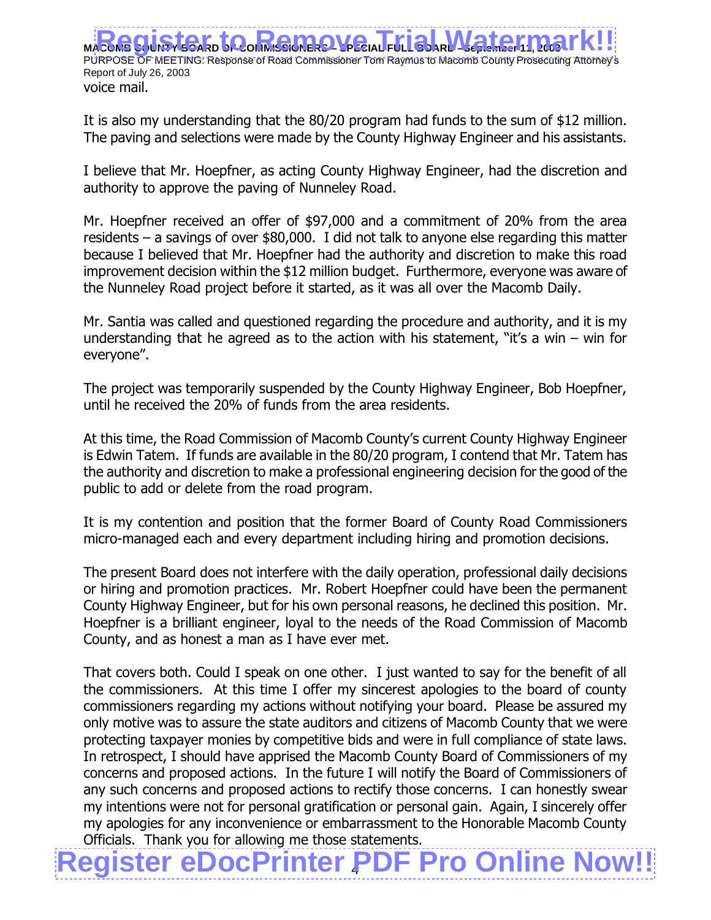voice mail.

It is also my understanding that the 80/20 program had funds to the sum of $12 million. The paving and selections were made by the County Highway Engineer and his assistants.

I believe that Mr. Hoepfner, as acting County Highway Engineer, had the discretion and authority to approve the paving of Nunneley Road.

Mr. Hoepfner received an offer of $97,000 and a commitment of 20% from the area residents – a savings of over $80,000. I did not talk to anyone else regarding this matter because I believed that Mr. Hoepfner had the authority and discretion to make this road improvement decision within the $12 million budget. Furthermore, everyone was aware of the Nunneley Road project before it started, as it was all over the Macomb Daily.

Mr. Santia was called and questioned regarding the procedure and authority, and it is my understanding that he agreed as to the action with his statement, "it's a win – win for everyone".

The project was temporarily suspended by the County Highway Engineer, Bob Hoepfner, until he received the 20% of funds from the area residents.

At this time, the Road Commission of Macomb County's current County Highway Engineer is Edwin Tatem. If funds are available in the 80/20 program, I contend that Mr. Tatem has the authority and discretion to make a professional engineering decision for the good of the public to add or delete from the road program.

It is my contention and position that the former Board of County Road Commissioners micro-managed each and every department including hiring and promotion decisions.

The present Board does not interfere with the daily operation, professional daily decisions or hiring and promotion practices. Mr. Robert Hoepfner could have been the permanent County Highway Engineer, but for his own personal reasons, he declined this position. Mr. Hoepfner is a brilliant engineer, loyal to the needs of the Road Commission of Macomb County, and as honest a man as I have ever met.

That covers both. Could I speak on one other. I just wanted to say for the benefit of all the commissioners. At this time I offer my sincerest apologies to the board of county commissioners regarding my actions without notifying your board. Please be assured my only motive was to assure the state auditors and citizens of Macomb County that we were protecting taxpayer monies by competitive bids and were in full compliance of state laws. In retrospect, I should have apprised the Macomb County Board of Commissioners of my concerns and proposed actions. In the future I will notify the Board of Commissioners of any such concerns and proposed actions to rectify those concerns. I can honestly swear my intentions were not for personal gratification or personal gain. Again, I sincerely offer my apologies for any inconvenience or embarrassment to the Honorable Macomb County Officials. Thank you for allowing me those statements.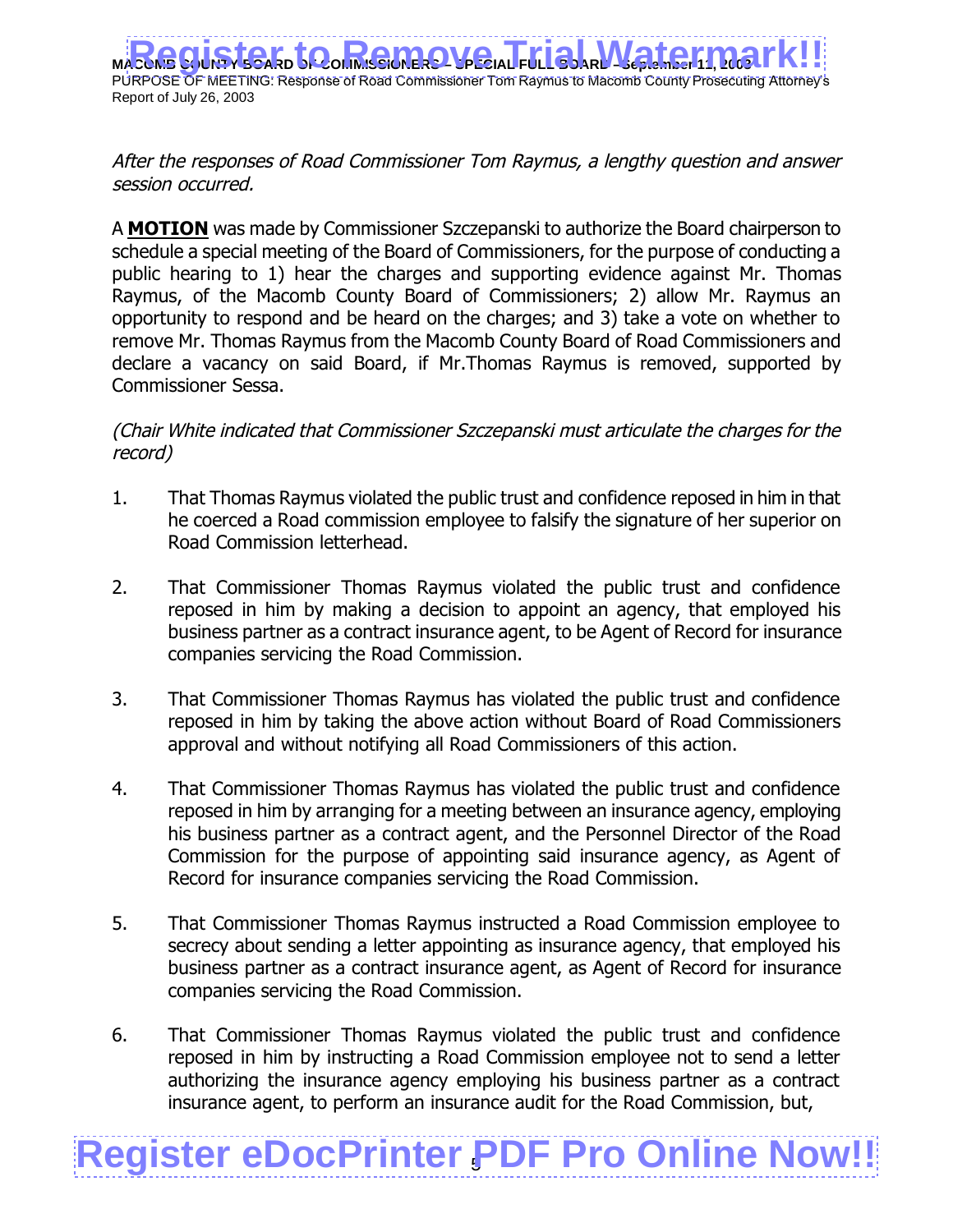*After the responses of Road Commissioner Tom Raymus, a lengthy question and answer session occurred.*

A **MOTION** was made by Commissioner Szczepanski to authorize the Board chairperson to schedule a special meeting of the Board of Commissioners, for the purpose of conducting a public hearing to 1) hear the charges and supporting evidence against Mr. Thomas Raymus, of the Macomb County Board of Commissioners; 2) allow Mr. Raymus an opportunity to respond and be heard on the charges; and 3) take a vote on whether to remove Mr. Thomas Raymus from the Macomb County Board of Road Commissioners and declare a vacancy on said Board, if Mr.Thomas Raymus is removed, supported by Commissioner Sessa.

*(Chair White indicated that Commissioner Szczepanski must articulate the charges for the record)*

1. That Thomas Raymus violated the public trust and confidence reposed in him in that he coerced a Road commission employee to falsify the signature of her superior on Road Commission letterhead.

2. That Commissioner Thomas Raymus violated the public trust and confidence reposed in him by making a decision to appoint an agency, that employed his business partner as a contract insurance agent, to be Agent of Record for insurance companies servicing the Road Commission.

3. That Commissioner Thomas Raymus has violated the public trust and confidence reposed in him by taking the above action without Board of Road Commissioners approval and without notifying all Road Commissioners of this action.

4. That Commissioner Thomas Raymus has violated the public trust and confidence reposed in him by arranging for a meeting between an insurance agency, employing his business partner as a contract agent, and the Personnel Director of the Road Commission for the purpose of appointing said insurance agency, as Agent of Record for insurance companies servicing the Road Commission.

5. That Commissioner Thomas Raymus instructed a Road Commission employee to secrecy about sending a letter appointing as insurance agency, that employed his business partner as a contract insurance agent, as Agent of Record for insurance companies servicing the Road Commission.

6. That Commissioner Thomas Raymus violated the public trust and confidence reposed in him by instructing a Road Commission employee not to send a letter authorizing the insurance agency employing his business partner as a contract insurance agent, to perform an insurance audit for the Road Commission, but,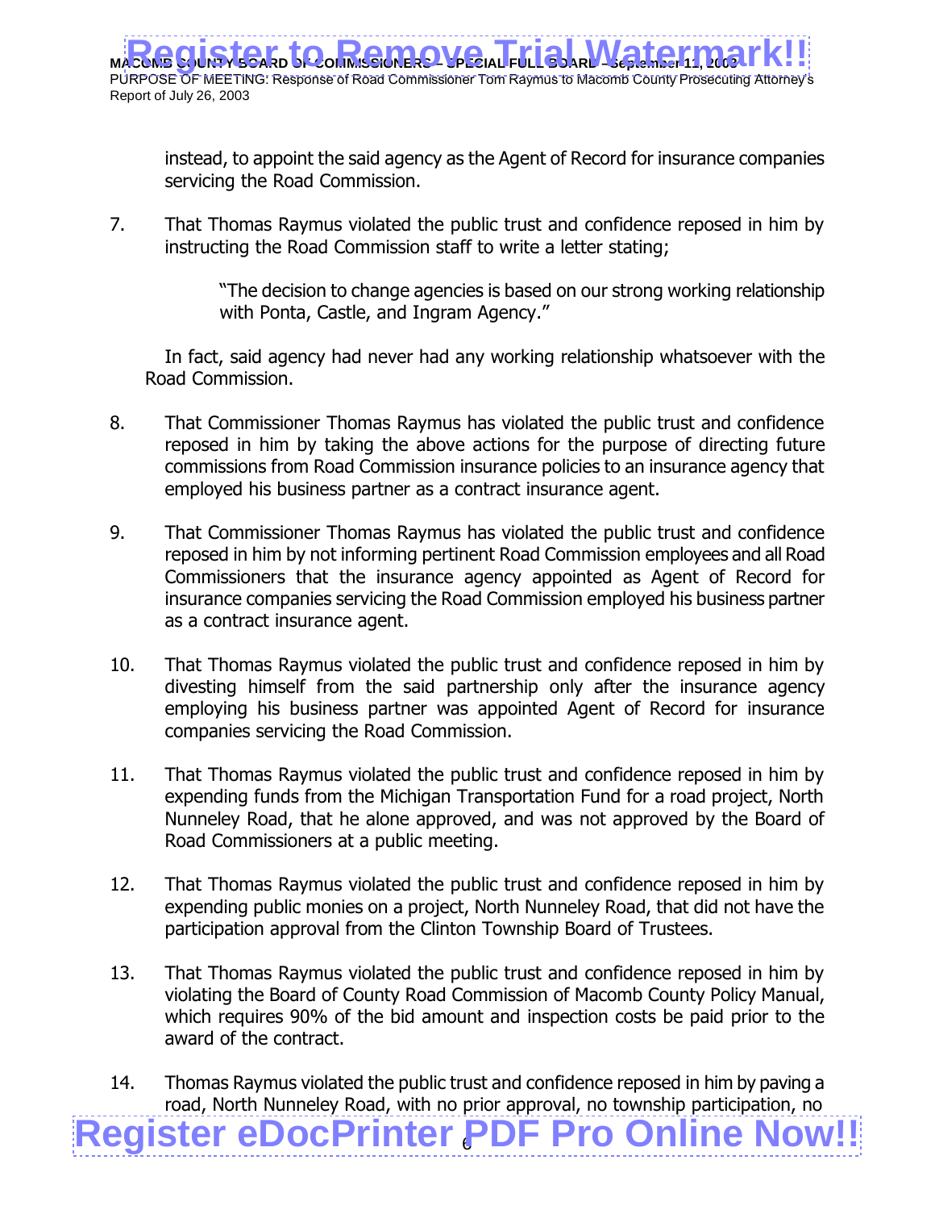instead, to appoint the said agency as the Agent of Record for insurance companies servicing the Road Commission.

7. That Thomas Raymus violated the public trust and confidence reposed in him by instructing the Road Commission staff to write a letter stating;

   > "The decision to change agencies is based on our strong working relationship with Ponta, Castle, and Ingram Agency."

   In fact, said agency had never had any working relationship whatsoever with the Road Commission.

8. That Commissioner Thomas Raymus has violated the public trust and confidence reposed in him by taking the above actions for the purpose of directing future commissions from Road Commission insurance policies to an insurance agency that employed his business partner as a contract insurance agent.

9. That Commissioner Thomas Raymus has violated the public trust and confidence reposed in him by not informing pertinent Road Commission employees and all Road Commissioners that the insurance agency appointed as Agent of Record for insurance companies servicing the Road Commission employed his business partner as a contract insurance agent.

10. That Thomas Raymus violated the public trust and confidence reposed in him by divesting himself from the said partnership only after the insurance agency employing his business partner was appointed Agent of Record for insurance companies servicing the Road Commission.

11. That Thomas Raymus violated the public trust and confidence reposed in him by expending funds from the Michigan Transportation Fund for a road project, North Nunneley Road, that he alone approved, and was not approved by the Board of Road Commissioners at a public meeting.

12. That Thomas Raymus violated the public trust and confidence reposed in him by expending public monies on a project, North Nunneley Road, that did not have the participation approval from the Clinton Township Board of Trustees.

13. That Thomas Raymus violated the public trust and confidence reposed in him by violating the Board of County Road Commission of Macomb County Policy Manual, which requires 90% of the bid amount and inspection costs be paid prior to the award of the contract.

14. Thomas Raymus violated the public trust and confidence reposed in him by paving a road, North Nunneley Road, with no prior approval, no township participation, no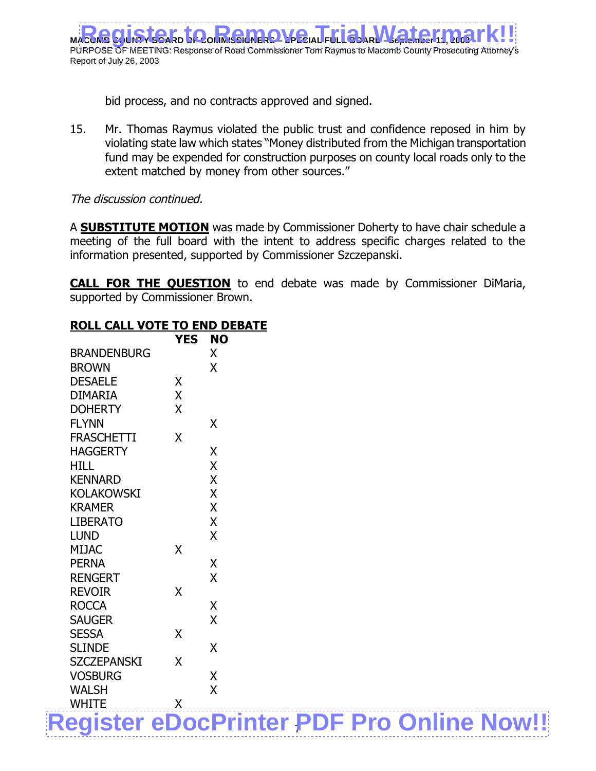bid process, and no contracts approved and signed.

15. Mr. Thomas Raymus violated the public trust and confidence reposed in him by violating state law which states "Money distributed from the Michigan transportation fund may be expended for construction purposes on county local roads only to the extent matched by money from other sources."

*The discussion continued.*

A **SUBSTITUTE MOTION** was made by Commissioner Doherty to have chair schedule a meeting of the full board with the intent to address specific charges related to the information presented, supported by Commissioner Szczepanski.

**CALL FOR THE QUESTION** to end debate was made by Commissioner DiMaria, supported by Commissioner Brown.

**ROLL CALL VOTE TO END DEBATE**

| | YES | NO |
|---|---|---|
| BRANDENBURG | | X |
| BROWN | | X |
| DESAELE | X | |
| DIMARIA | X | |
| DOHERTY | X | |
| FLYNN | | X |
| FRASCHETTI | X | |
| HAGGERTY | | X |
| HILL | | X |
| KENNARD | | X |
| KOLAKOWSKI | | X |
| KRAMER | | X |
| LIBERATO | | X |
| LUND | | X |
| MIJAC | X | |
| PERNA | | X |
| RENGERT | | X |
| REVOIR | X | |
| ROCCA | | X |
| SAUGER | | X |
| SESSA | X | |
| SLINDE | | X |
| SZCZEPANSKI | X | |
| VOSBURG | | X |
| WALSH | | X |
| WHITE | X | |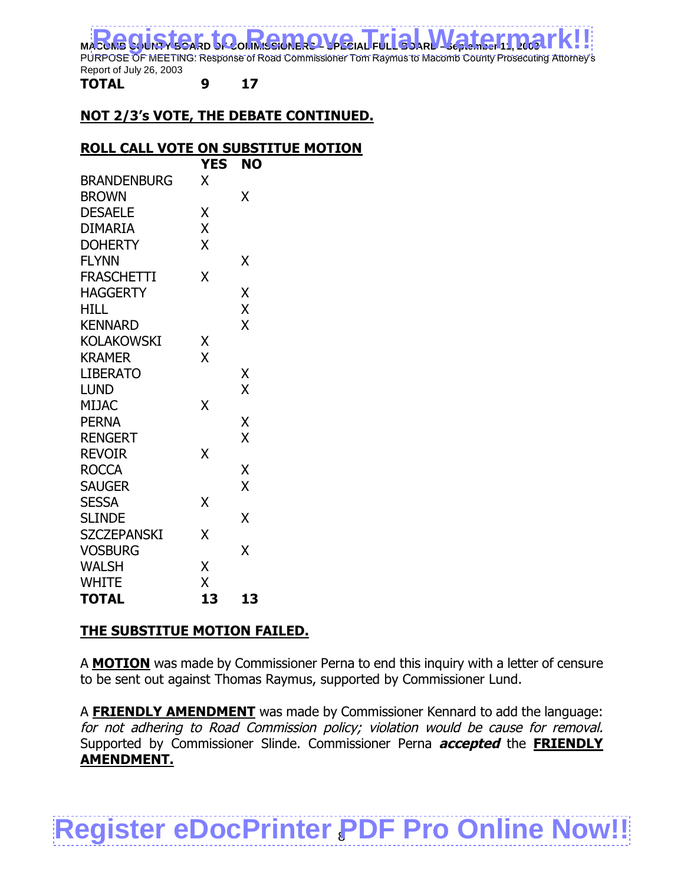| | | |
|---|---|---|
| **TOTAL** | **9** | **17** |

**NOT 2/3's VOTE, THE DEBATE CONTINUED.**

**ROLL CALL VOTE ON SUBSTITUE MOTION**

| | **YES** | **NO** |
|---|---|---|
| BRANDENBURG | X | |
| BROWN | | X |
| DESAELE | X | |
| DIMARIA | X | |
| DOHERTY | X | |
| FLYNN | | X |
| FRASCHETTI | X | |
| HAGGERTY | | X |
| HILL | | X |
| KENNARD | | X |
| KOLAKOWSKI | X | |
| KRAMER | X | |
| LIBERATO | | X |
| LUND | | X |
| MIJAC | X | |
| PERNA | | X |
| RENGERT | | X |
| REVOIR | X | |
| ROCCA | | X |
| SAUGER | | X |
| SESSA | X | |
| SLINDE | | X |
| SZCZEPANSKI | X | |
| VOSBURG | | X |
| WALSH | X | |
| WHITE | X | |
| **TOTAL** | **13** | **13** |

**THE SUBSTITUE MOTION FAILED.**

A **MOTION** was made by Commissioner Perna to end this inquiry with a letter of censure to be sent out against Thomas Raymus, supported by Commissioner Lund.

A **FRIENDLY AMENDMENT** was made by Commissioner Kennard to add the language: *for not adhering to Road Commission policy; violation would be cause for removal.* Supported by Commissioner Slinde. Commissioner Perna ***accepted*** the **FRIENDLY AMENDMENT.**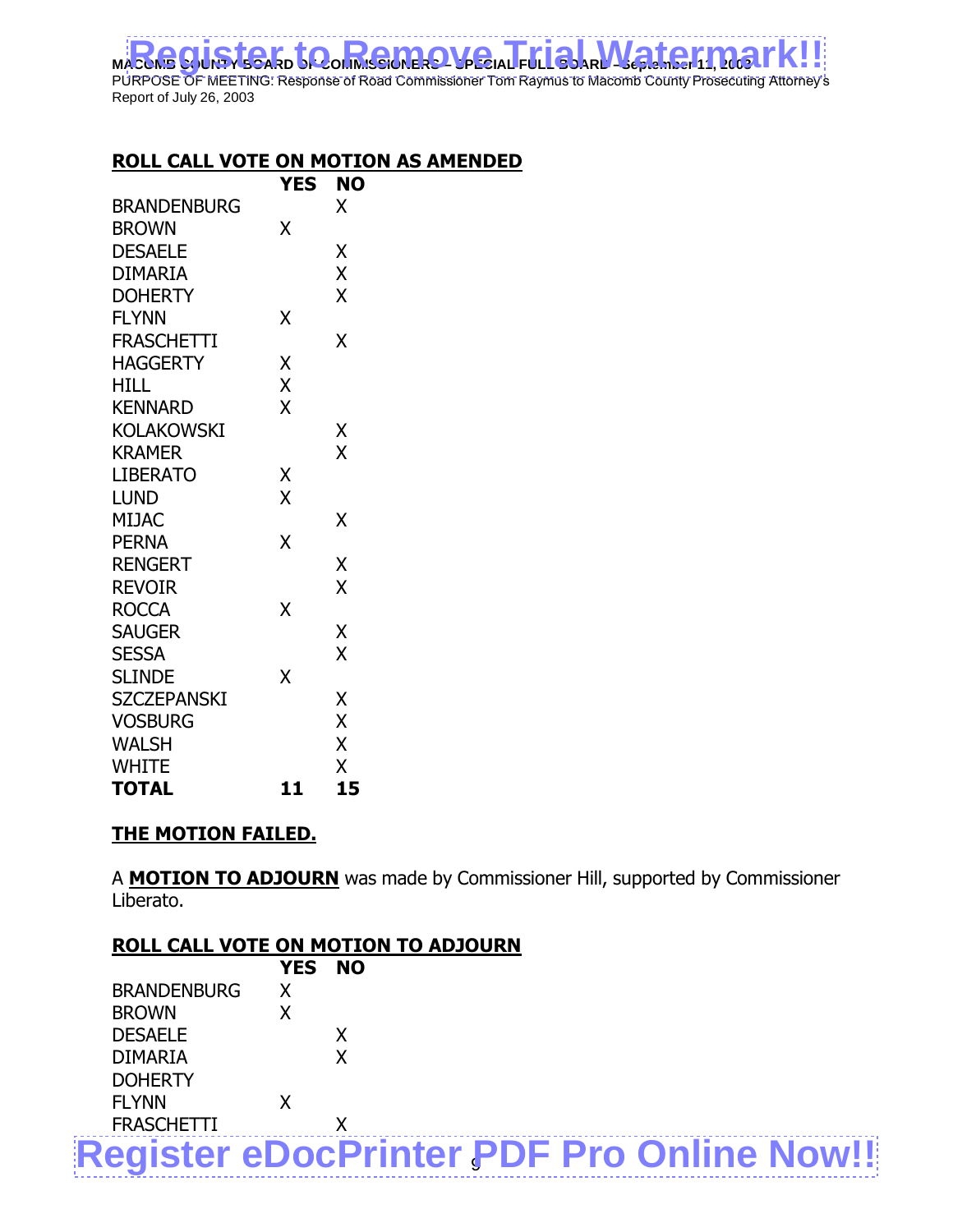## ROLL CALL VOTE ON MOTION AS AMENDED

| | YES | NO |
|---|---|---|
| BRANDENBURG | | X |
| BROWN | X | |
| DESAELE | | X |
| DIMARIA | | X |
| DOHERTY | | X |
| FLYNN | X | |
| FRASCHETTI | | X |
| HAGGERTY | X | |
| HILL | X | |
| KENNARD | X | |
| KOLAKOWSKI | | X |
| KRAMER | | X |
| LIBERATO | X | |
| LUND | X | |
| MIJAC | | X |
| PERNA | X | |
| RENGERT | | X |
| REVOIR | | X |
| ROCCA | X | |
| SAUGER | | X |
| SESSA | | X |
| SLINDE | X | |
| SZCZEPANSKI | | X |
| VOSBURG | | X |
| WALSH | | X |
| WHITE | | X |
| **TOTAL** | **11** | **15** |

**THE MOTION FAILED.**

A **MOTION TO ADJOURN** was made by Commissioner Hill, supported by Commissioner Liberato.

## ROLL CALL VOTE ON MOTION TO ADJOURN

| | YES | NO |
|---|---|---|
| BRANDENBURG | X | |
| BROWN | X | |
| DESAELE | | X |
| DIMARIA | | X |
| DOHERTY | | |
| FLYNN | X | |
| FRASCHETTI | | X |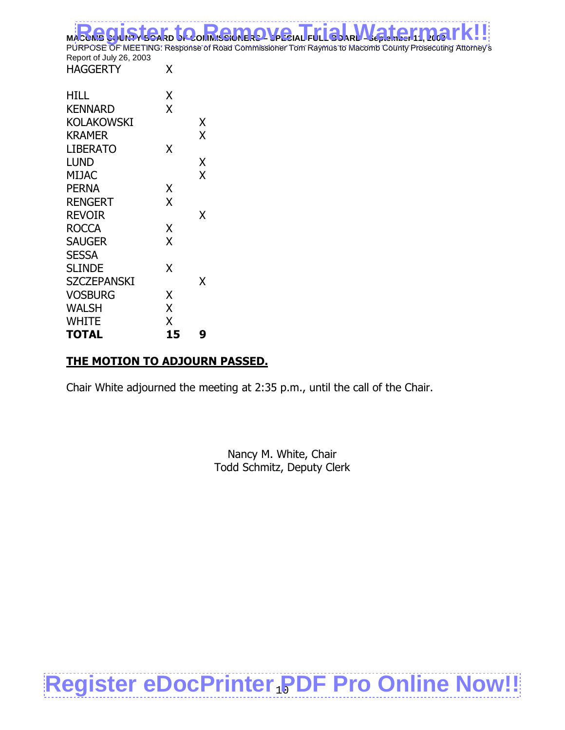| | | |
|---|---|---|
| HAGGERTY | X | |
| HILL | X | |
| KENNARD | X | |
| KOLAKOWSKI | | X |
| KRAMER | | X |
| LIBERATO | X | |
| LUND | | X |
| MIJAC | | X |
| PERNA | X | |
| RENGERT | X | |
| REVOIR | | X |
| ROCCA | X | |
| SAUGER | X | |
| SESSA | | |
| SLINDE | X | |
| SZCZEPANSKI | | X |
| VOSBURG | X | |
| WALSH | X | |
| WHITE | X | |
| **TOTAL** | **15** | **9** |

**THE MOTION TO ADJOURN PASSED.**

Chair White adjourned the meeting at 2:35 p.m., until the call of the Chair.

Nancy M. White, Chair
Todd Schmitz, Deputy Clerk